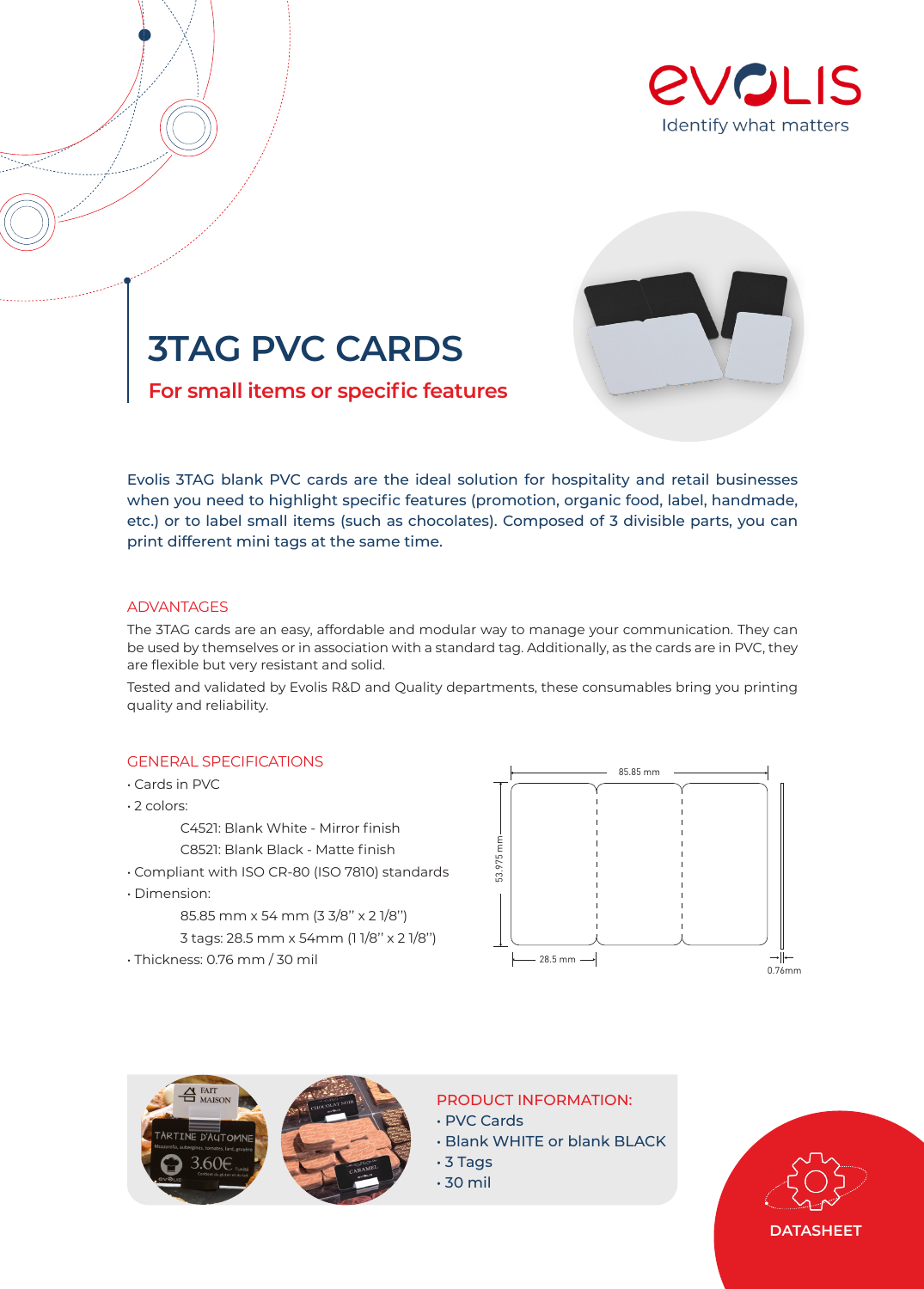EVOLIS
Identify what matters

# 3TAG PVC CARDS

## For small items or specific features

Evolis 3TAG blank PVC cards are the ideal solution for hospitality and retail businesses when you need to highlight specific features (promotion, organic food, label, handmade, etc.) or to label small items (such as chocolates). Composed of 3 divisible parts, you can print different mini tags at the same time.

### ADVANTAGES

The 3TAG cards are an easy, affordable and modular way to manage your communication. They can be used by themselves or in association with a standard tag. Additionally, as the cards are in PVC, they are flexible but very resistant and solid.

Tested and validated by Evolis R&D and Quality departments, these consumables bring you printing quality and reliability.

### GENERAL SPECIFICATIONS

- Cards in PVC
- 2 colors:
  - C4521: Blank White - Mirror finish
  - C8521: Blank Black - Matte finish
- Compliant with ISO CR-80 (ISO 7810) standards
- Dimension:
  - 85.85 mm x 54 mm (3 3/8'' x 2 1/8'')
  - 3 tags: 28.5 mm x 54mm (1 1/8'' x 2 1/8'')
- Thickness: 0.76 mm / 30 mil

85.85 mm
53.975 mm
28.5 mm
0.76mm

### PRODUCT INFORMATION:

- PVC Cards
- Blank WHITE or blank BLACK
- 3 Tags
- 30 mil

DATASHEET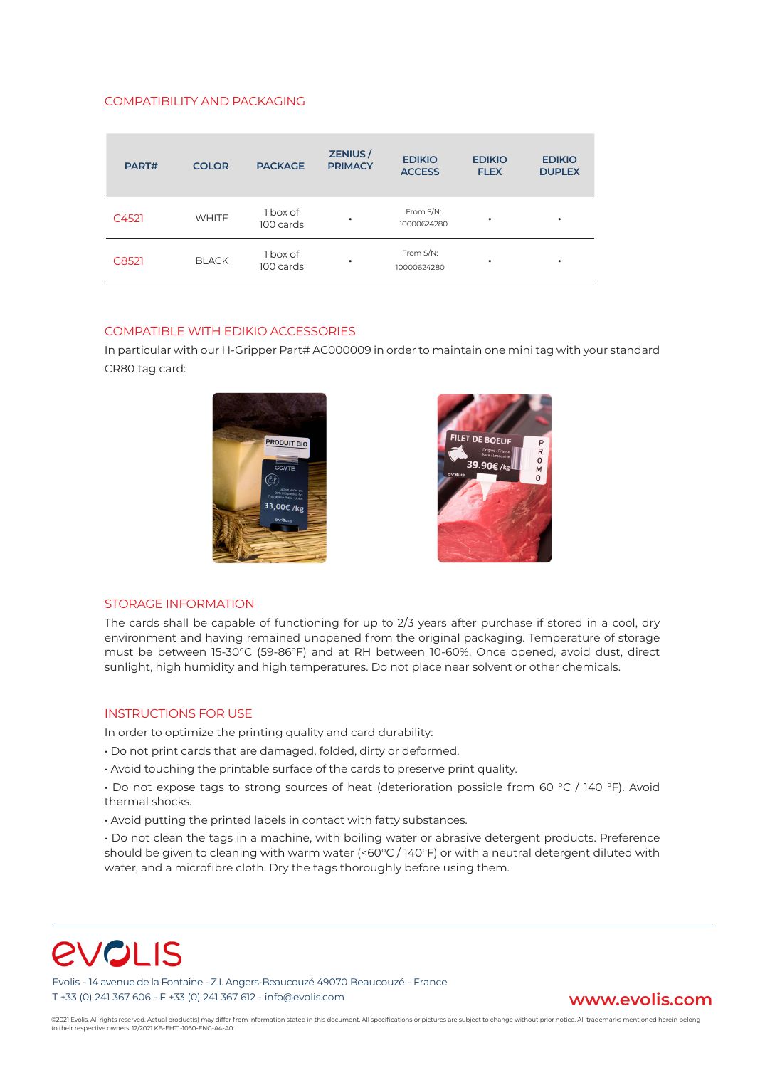## COMPATIBILITY AND PACKAGING

| PART# | COLOR | PACKAGE | ZENIUS / PRIMACY | EDIKIO ACCESS | EDIKIO FLEX | EDIKIO DUPLEX |
|---|---|---|---|---|---|---|
| C4521 | WHITE | 1 box of 100 cards | • | From S/N: 10000624280 | • | • |
| C8521 | BLACK | 1 box of 100 cards | • | From S/N: 10000624280 | • | • |

## COMPATIBLE WITH EDIKIO ACCESSORIES

In particular with our H-Gripper Part# AC000009 in order to maintain one mini tag with your standard CR80 tag card:

## STORAGE INFORMATION

The cards shall be capable of functioning for up to 2/3 years after purchase if stored in a cool, dry environment and having remained unopened from the original packaging. Temperature of storage must be between 15-30°C (59-86°F) and at RH between 10-60%. Once opened, avoid dust, direct sunlight, high humidity and high temperatures. Do not place near solvent or other chemicals.

## INSTRUCTIONS FOR USE

In order to optimize the printing quality and card durability:

- Do not print cards that are damaged, folded, dirty or deformed.
- Avoid touching the printable surface of the cards to preserve print quality.
- Do not expose tags to strong sources of heat (deterioration possible from 60 °C / 140 °F). Avoid thermal shocks.
- Avoid putting the printed labels in contact with fatty substances.
- Do not clean the tags in a machine, with boiling water or abrasive detergent products. Preference should be given to cleaning with warm water (<60°C / 140°F) or with a neutral detergent diluted with water, and a microfibre cloth. Dry the tags thoroughly before using them.

EVOLIS

Evolis - 14 avenue de la Fontaine - Z.I. Angers-Beaucouzé 49070 Beaucouzé - France
T +33 (0) 241 367 606 - F +33 (0) 241 367 612 - info@evolis.com

www.evolis.com

©2021 Evolis. All rights reserved. Actual product(s) may differ from information stated in this document. All specifications or pictures are subject to change without prior notice. All trademarks mentioned herein belong to their respective owners. 12/2021 KB-EHT1-1060-ENG-A4-A0.